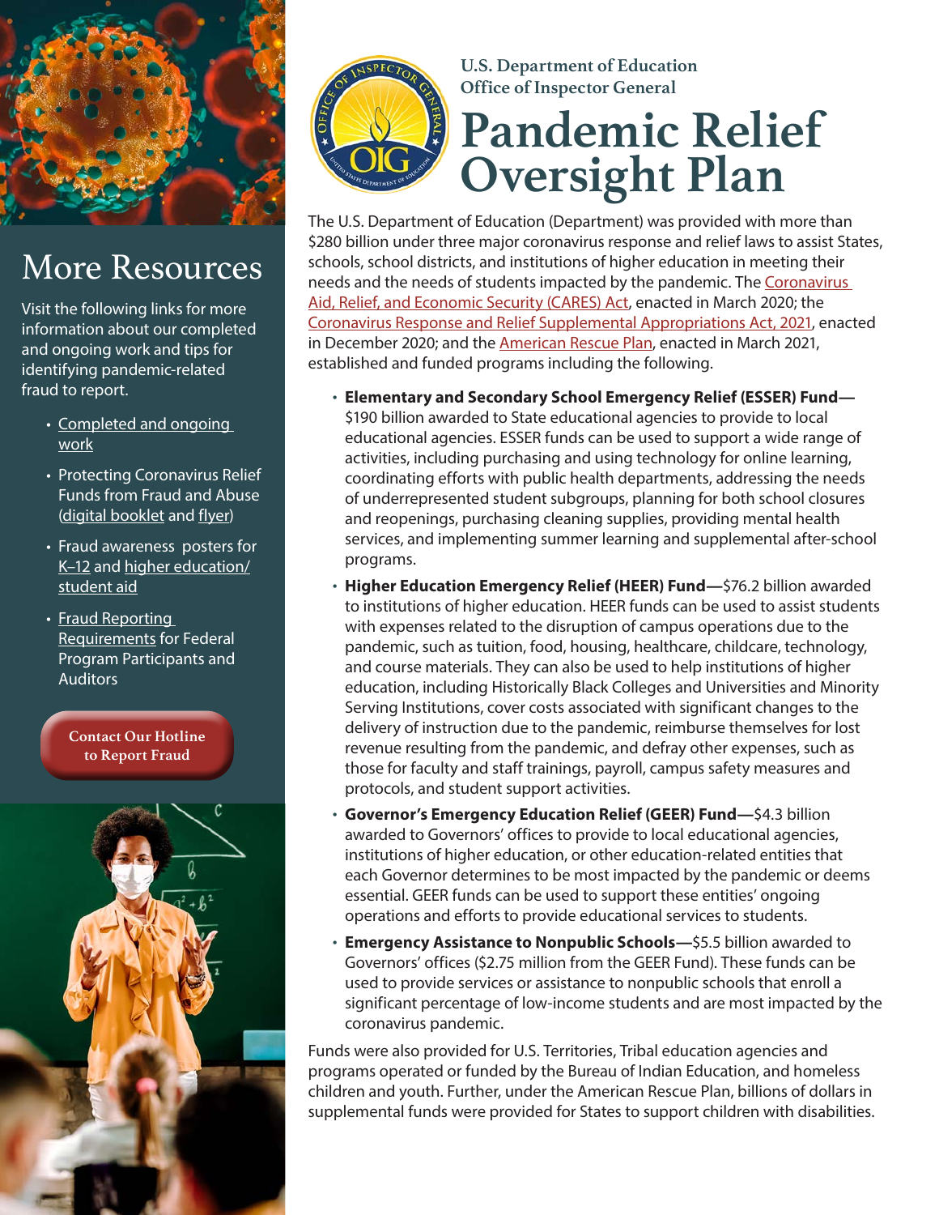U.S. Department of Education
Office of Inspector General

# Pandemic Relief Oversight Plan

The U.S. Department of Education (Department) was provided with more than $280 billion under three major coronavirus response and relief laws to assist States, schools, school districts, and institutions of higher education in meeting their needs and the needs of students impacted by the pandemic. The Coronavirus Aid, Relief, and Economic Security (CARES) Act, enacted in March 2020; the Coronavirus Response and Relief Supplemental Appropriations Act, 2021, enacted in December 2020; and the American Rescue Plan, enacted in March 2021, established and funded programs including the following.

- **Elementary and Secondary School Emergency Relief (ESSER) Fund—** $190 billion awarded to State educational agencies to provide to local educational agencies. ESSER funds can be used to support a wide range of activities, including purchasing and using technology for online learning, coordinating efforts with public health departments, addressing the needs of underrepresented student subgroups, planning for both school closures and reopenings, purchasing cleaning supplies, providing mental health services, and implementing summer learning and supplemental after-school programs.
- **Higher Education Emergency Relief (HEER) Fund—**$76.2 billion awarded to institutions of higher education. HEER funds can be used to assist students with expenses related to the disruption of campus operations due to the pandemic, such as tuition, food, housing, healthcare, childcare, technology, and course materials. They can also be used to help institutions of higher education, including Historically Black Colleges and Universities and Minority Serving Institutions, cover costs associated with significant changes to the delivery of instruction due to the pandemic, reimburse themselves for lost revenue resulting from the pandemic, and defray other expenses, such as those for faculty and staff trainings, payroll, campus safety measures and protocols, and student support activities.
- **Governor's Emergency Education Relief (GEER) Fund—**$4.3 billion awarded to Governors' offices to provide to local educational agencies, institutions of higher education, or other education-related entities that each Governor determines to be most impacted by the pandemic or deems essential. GEER funds can be used to support these entities' ongoing operations and efforts to provide educational services to students.
- **Emergency Assistance to Nonpublic Schools—**$5.5 billion awarded to Governors' offices ($2.75 million from the GEER Fund). These funds can be used to provide services or assistance to nonpublic schools that enroll a significant percentage of low-income students and are most impacted by the coronavirus pandemic.

Funds were also provided for U.S. Territories, Tribal education agencies and programs operated or funded by the Bureau of Indian Education, and homeless children and youth. Further, under the American Rescue Plan, billions of dollars in supplemental funds were provided for States to support children with disabilities.

## More Resources

Visit the following links for more information about our completed and ongoing work and tips for identifying pandemic-related fraud to report.

- Completed and ongoing work
- Protecting Coronavirus Relief Funds from Fraud and Abuse (digital booklet and flyer)
- Fraud awareness posters for K–12 and higher education/student aid
- Fraud Reporting Requirements for Federal Program Participants and Auditors

Contact Our Hotline to Report Fraud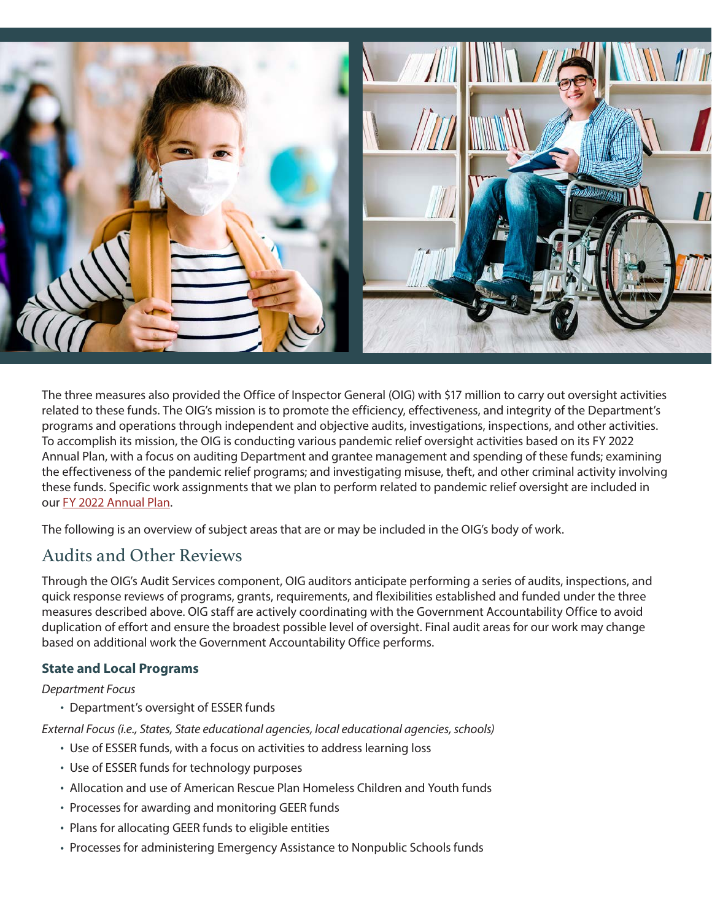The three measures also provided the Office of Inspector General (OIG) with $17 million to carry out oversight activities related to these funds. The OIG's mission is to promote the efficiency, effectiveness, and integrity of the Department's programs and operations through independent and objective audits, investigations, inspections, and other activities. To accomplish its mission, the OIG is conducting various pandemic relief oversight activities based on its FY 2022 Annual Plan, with a focus on auditing Department and grantee management and spending of these funds; examining the effectiveness of the pandemic relief programs; and investigating misuse, theft, and other criminal activity involving these funds. Specific work assignments that we plan to perform related to pandemic relief oversight are included in our FY 2022 Annual Plan.

The following is an overview of subject areas that are or may be included in the OIG's body of work.

## Audits and Other Reviews

Through the OIG's Audit Services component, OIG auditors anticipate performing a series of audits, inspections, and quick response reviews of programs, grants, requirements, and flexibilities established and funded under the three measures described above. OIG staff are actively coordinating with the Government Accountability Office to avoid duplication of effort and ensure the broadest possible level of oversight. Final audit areas for our work may change based on additional work the Government Accountability Office performs.

### State and Local Programs

*Department Focus*

- Department's oversight of ESSER funds

*External Focus (i.e., States, State educational agencies, local educational agencies, schools)*

- Use of ESSER funds, with a focus on activities to address learning loss
- Use of ESSER funds for technology purposes
- Allocation and use of American Rescue Plan Homeless Children and Youth funds
- Processes for awarding and monitoring GEER funds
- Plans for allocating GEER funds to eligible entities
- Processes for administering Emergency Assistance to Nonpublic Schools funds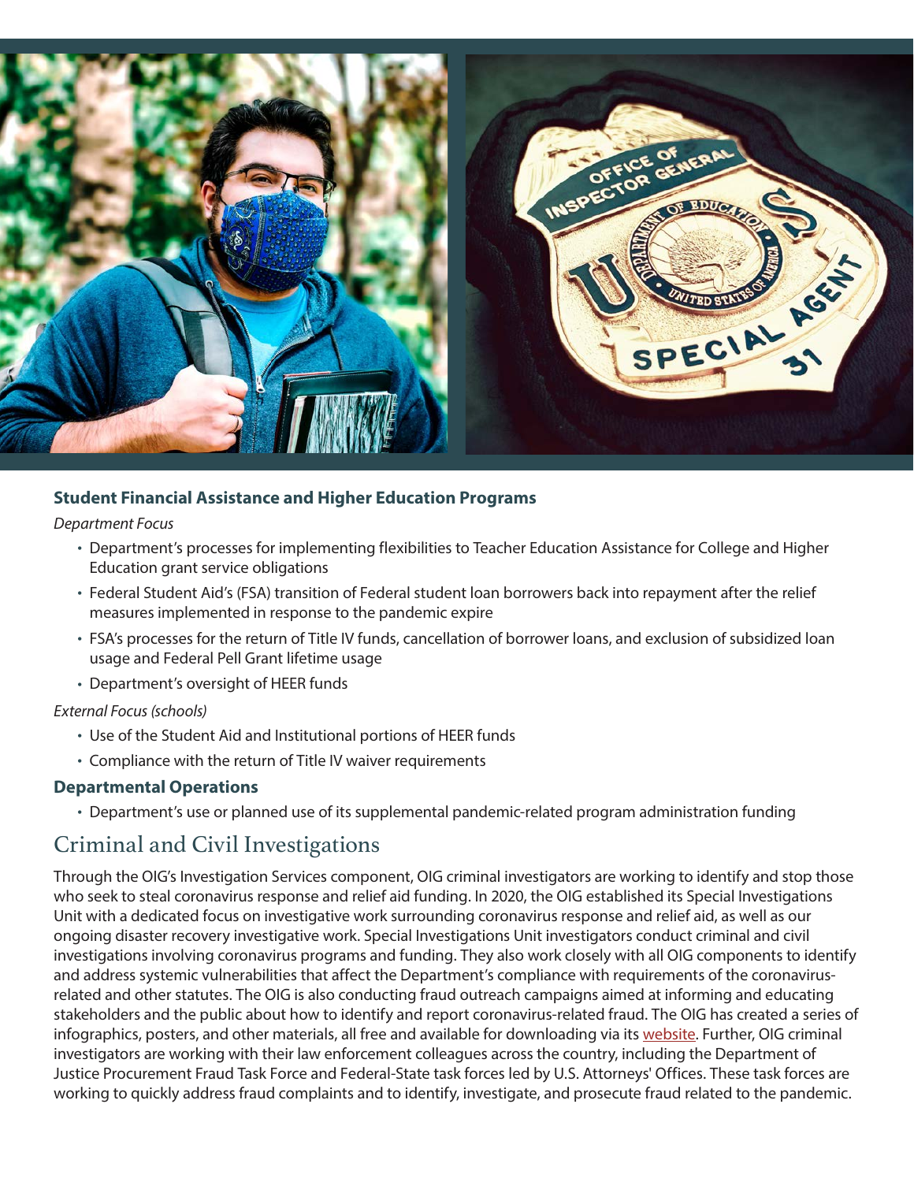### Student Financial Assistance and Higher Education Programs

*Department Focus*

- Department's processes for implementing flexibilities to Teacher Education Assistance for College and Higher Education grant service obligations
- Federal Student Aid's (FSA) transition of Federal student loan borrowers back into repayment after the relief measures implemented in response to the pandemic expire
- FSA's processes for the return of Title IV funds, cancellation of borrower loans, and exclusion of subsidized loan usage and Federal Pell Grant lifetime usage
- Department's oversight of HEER funds

*External Focus (schools)*

- Use of the Student Aid and Institutional portions of HEER funds
- Compliance with the return of Title IV waiver requirements

### Departmental Operations

- Department's use or planned use of its supplemental pandemic-related program administration funding

## Criminal and Civil Investigations

Through the OIG's Investigation Services component, OIG criminal investigators are working to identify and stop those who seek to steal coronavirus response and relief aid funding. In 2020, the OIG established its Special Investigations Unit with a dedicated focus on investigative work surrounding coronavirus response and relief aid, as well as our ongoing disaster recovery investigative work. Special Investigations Unit investigators conduct criminal and civil investigations involving coronavirus programs and funding. They also work closely with all OIG components to identify and address systemic vulnerabilities that affect the Department's compliance with requirements of the coronavirus-related and other statutes. The OIG is also conducting fraud outreach campaigns aimed at informing and educating stakeholders and the public about how to identify and report coronavirus-related fraud. The OIG has created a series of infographics, posters, and other materials, all free and available for downloading via its website. Further, OIG criminal investigators are working with their law enforcement colleagues across the country, including the Department of Justice Procurement Fraud Task Force and Federal-State task forces led by U.S. Attorneys' Offices. These task forces are working to quickly address fraud complaints and to identify, investigate, and prosecute fraud related to the pandemic.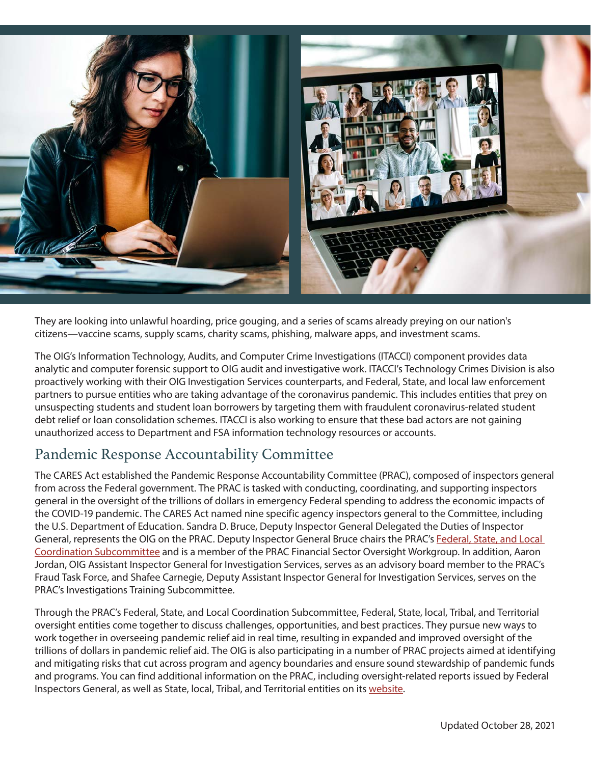They are looking into unlawful hoarding, price gouging, and a series of scams already preying on our nation's citizens—vaccine scams, supply scams, charity scams, phishing, malware apps, and investment scams.

The OIG's Information Technology, Audits, and Computer Crime Investigations (ITACCI) component provides data analytic and computer forensic support to OIG audit and investigative work. ITACCI's Technology Crimes Division is also proactively working with their OIG Investigation Services counterparts, and Federal, State, and local law enforcement partners to pursue entities who are taking advantage of the coronavirus pandemic. This includes entities that prey on unsuspecting students and student loan borrowers by targeting them with fraudulent coronavirus-related student debt relief or loan consolidation schemes. ITACCI is also working to ensure that these bad actors are not gaining unauthorized access to Department and FSA information technology resources or accounts.

## Pandemic Response Accountability Committee

The CARES Act established the Pandemic Response Accountability Committee (PRAC), composed of inspectors general from across the Federal government. The PRAC is tasked with conducting, coordinating, and supporting inspectors general in the oversight of the trillions of dollars in emergency Federal spending to address the economic impacts of the COVID-19 pandemic. The CARES Act named nine specific agency inspectors general to the Committee, including the U.S. Department of Education. Sandra D. Bruce, Deputy Inspector General Delegated the Duties of Inspector General, represents the OIG on the PRAC. Deputy Inspector General Bruce chairs the PRAC's Federal, State, and Local Coordination Subcommittee and is a member of the PRAC Financial Sector Oversight Workgroup. In addition, Aaron Jordan, OIG Assistant Inspector General for Investigation Services, serves as an advisory board member to the PRAC's Fraud Task Force, and Shafee Carnegie, Deputy Assistant Inspector General for Investigation Services, serves on the PRAC's Investigations Training Subcommittee.

Through the PRAC's Federal, State, and Local Coordination Subcommittee, Federal, State, local, Tribal, and Territorial oversight entities come together to discuss challenges, opportunities, and best practices. They pursue new ways to work together in overseeing pandemic relief aid in real time, resulting in expanded and improved oversight of the trillions of dollars in pandemic relief aid. The OIG is also participating in a number of PRAC projects aimed at identifying and mitigating risks that cut across program and agency boundaries and ensure sound stewardship of pandemic funds and programs. You can find additional information on the PRAC, including oversight-related reports issued by Federal Inspectors General, as well as State, local, Tribal, and Territorial entities on its website.

Updated October 28, 2021